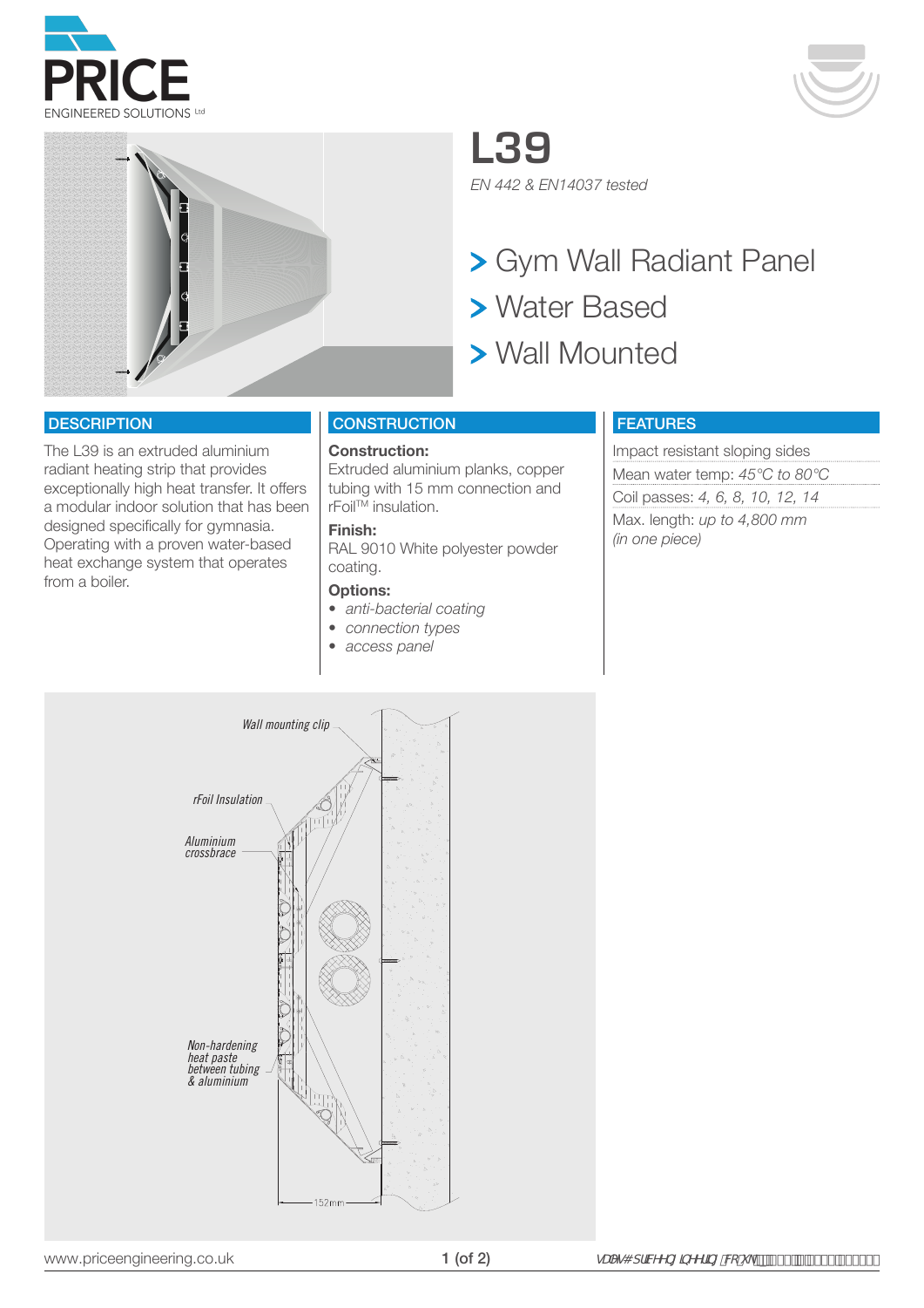PRICE
ENGINEERED SOLUTIONS Ltd

# L39

*EN 442 & EN14037 tested*

## > Gym Wall Radiant Panel
## > Water Based
## > Wall Mounted

## DESCRIPTION

The L39 is an extruded aluminium radiant heating strip that provides exceptionally high heat transfer. It offers a modular indoor solution that has been designed specifically for gymnasia. Operating with a proven water-based heat exchange system that operates from a boiler.

## CONSTRUCTION

**Construction:**
Extruded aluminium planks, copper tubing with 15 mm connection and rFoil™ insulation.

**Finish:**
RAL 9010 White polyester powder coating.

**Options:**

- *anti-bacterial coating*
- *connection types*
- *access panel*

## FEATURES

Impact resistant sloping sides

Mean water temp: *45°C to 80°C*

Coil passes: *4, 6, 8, 10, 12, 14*

Max. length: *up to 4,800 mm (in one piece)*

*Wall mounting clip*

*rFoil Insulation*

*Aluminium crossbrace*

*Non-hardening heat paste between tubing & aluminium*

152mm

www.priceengineering.co.uk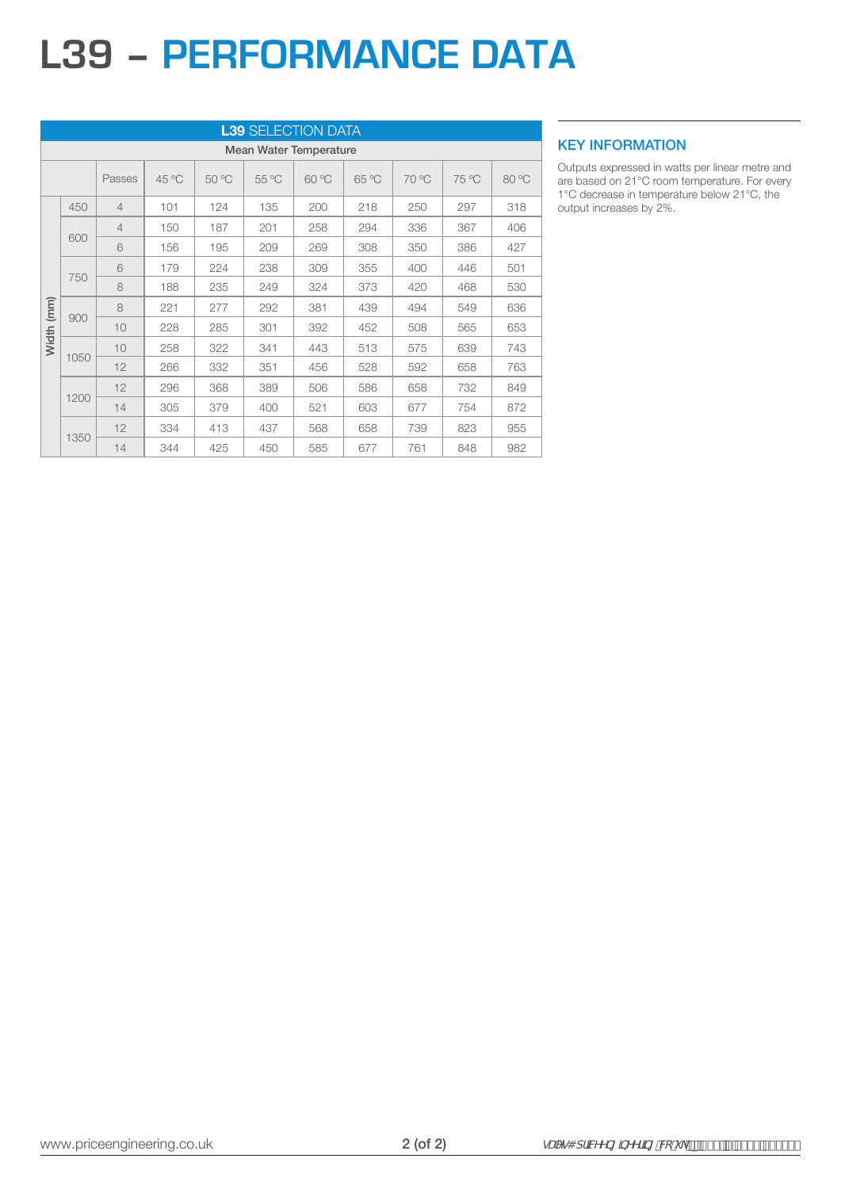# L39 – PERFORMANCE DATA

| L39 SELECTION DATA | | | | | | | | | |
|---|---|---|---|---|---|---|---|---|---|
| | | Mean Water Temperature | | | | | | | |
| Width (mm) | Passes | 45 °C | 50 °C | 55 °C | 60 °C | 65 °C | 70 °C | 75 °C | 80 °C |
| 450 | 4 | 101 | 124 | 135 | 200 | 218 | 250 | 297 | 318 |
| 600 | 4 | 150 | 187 | 201 | 258 | 294 | 336 | 367 | 406 |
| | 6 | 156 | 195 | 209 | 269 | 308 | 350 | 386 | 427 |
| 750 | 6 | 179 | 224 | 238 | 309 | 355 | 400 | 446 | 501 |
| | 8 | 188 | 235 | 249 | 324 | 373 | 420 | 468 | 530 |
| 900 | 8 | 221 | 277 | 292 | 381 | 439 | 494 | 549 | 636 |
| | 10 | 228 | 285 | 301 | 392 | 452 | 508 | 565 | 653 |
| 1050 | 10 | 258 | 322 | 341 | 443 | 513 | 575 | 639 | 743 |
| | 12 | 266 | 332 | 351 | 456 | 528 | 592 | 658 | 763 |
| 1200 | 12 | 296 | 368 | 389 | 506 | 586 | 658 | 732 | 849 |
| | 14 | 305 | 379 | 400 | 521 | 603 | 677 | 754 | 872 |
| 1350 | 12 | 334 | 413 | 437 | 568 | 658 | 739 | 823 | 955 |
| | 14 | 344 | 425 | 450 | 585 | 677 | 761 | 848 | 982 |

## KEY INFORMATION

Outputs expressed in watts per linear metre and are based on 21°C room temperature. For every 1°C decrease in temperature below 21°C, the output increases by 2%.

www.priceengineering.co.uk